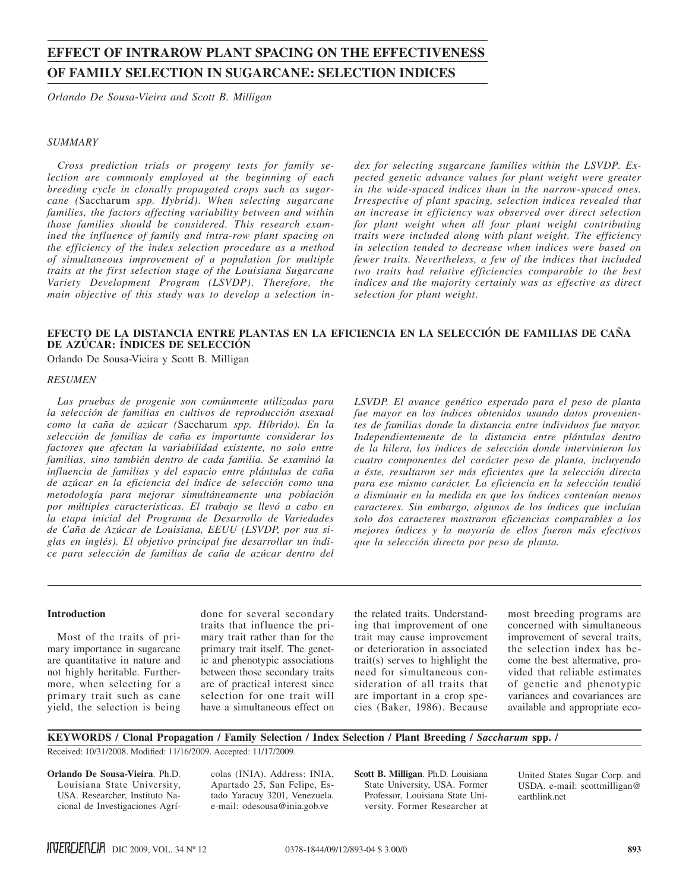# EFFECT OF INTRAROW PLANT SPACING ON THE EFFECTIVENESS OF FAMILY SELECTION IN SUGARCANE: SELECTION INDICES

*Orlando De Sousa-Vieira and Scott B. Milligan*

## SUMMARY

*Cross prediction trials or progeny tests for family selection are commonly employed at the beginning of each breeding cycle in clonally propagated crops such as sugarcane (*Saccharum *spp. Hybrid). When selecting sugarcane families, the factors affecting variability between and within those families should be considered. This research examined the influence of family and intra-row plant spacing on the efficiency of the index selection procedure as a method of simultaneous improvement of a population for multiple traits at the first selection stage of the Louisiana Sugarcane Variety Development Program (LSVDP). Therefore, the main objective of this study was to develop a selection index for selecting sugarcane families within the LSVDP. Expected genetic advance values for plant weight were greater in the wide-spaced indices than in the narrow-spaced ones. Irrespective of plant spacing, selection indices revealed that an increase in efficiency was observed over direct selection for plant weight when all four plant weight contributing traits were included along with plant weight. The efficiency in selection tended to decrease when indices were based on fewer traits. Nevertheless, a few of the indices that included two traits had relative efficiencies comparable to the best indices and the majority certainly was as effective as direct selection for plant weight.*

## EFECTO DE LA DISTANCIA ENTRE PLANTAS EN LA EFICIENCIA EN LA SELECCIÓN DE FAMILIAS DE CAÑA DE AZÚCAR: ÍNDICES DE SELECCIÓN

Orlando De Sousa-Vieira y Scott B. Milligan

## RESUMEN

*Las pruebas de progenie son comúnmente utilizadas para la selección de familias en cultivos de reproducción asexual como la caña de azúcar (*Saccharum *spp. Híbrido). En la selección de familias de caña es importante considerar los factores que afectan la variabilidad existente, no solo entre familias, sino también dentro de cada familia. Se examinó la influencia de familias y del espacio entre plántulas de caña de azúcar en la eficiencia del índice de selección como una metodología para mejorar simultáneamente una población por múltiples características. El trabajo se llevó a cabo en la etapa inicial del Programa de Desarrollo de Variedades de Caña de Azúcar de Louisiana, EEUU (LSVDP, por sus siglas en inglés). El objetivo principal fue desarrollar un índice para selección de familias de caña de azúcar dentro del LSVDP. El avance genético esperado para el peso de planta fue mayor en los índices obtenidos usando datos provenientes de familias donde la distancia entre individuos fue mayor. Independientemente de la distancia entre plántulas dentro de la hilera, los índices de selección donde intervinieron los cuatro componentes del carácter peso de planta, incluyendo a éste, resultaron ser más eficientes que la selección directa para ese mismo carácter. La eficiencia en la selección tendió a disminuir en la medida en que los índices contenían menos caracteres. Sin embargo, algunos de los índices que incluían solo dos caracteres mostraron eficiencias comparables a los mejores índices y la mayoría de ellos fueron más efectivos que la selección directa por peso de planta.*

### Introduction

Most of the traits of primary importance in sugarcane are quantitative in nature and not highly heritable. Furthermore, when selecting for a primary trait such as cane yield, the selection is being done for several secondary traits that influence the primary trait rather than for the primary trait itself. The genetic and phenotypic associations between those secondary traits are of practical interest since selection for one trait will have a simultaneous effect on the related traits. Understanding that improvement of one trait may cause improvement or deterioration in associated trait(s) serves to highlight the need for simultaneous consideration of all traits that are important in a crop species (Baker, 1986). Because most breeding programs are concerned with simultaneous improvement of several traits, the selection index has become the best alternative, provided that reliable estimates of genetic and phenotypic variances and covariances are available and appropriate eco-

**KEYWORDS / Clonal Propagation / Family Selection / Index Selection / Plant Breeding /** ***Saccharum*** **spp. /**

Received: 10/31/2008. Modified: 11/16/2009. Accepted: 11/17/2009.

**Orlando De Sousa-Vieira**. Ph.D. Louisiana State University, USA. Researcher, Instituto Nacional de Investigaciones Agrícolas (INIA). Address: INIA, Apartado 25, San Felipe, Estado Yaracuy 3201, Venezuela. e-mail: odesousa@inia.gob.ve

**Scott B. Milligan**. Ph.D. Louisiana State University, USA. Former Professor, Louisiana State University. Former Researcher at United States Sugar Corp. and USDA. e-mail: scottmilligan@earthlink.net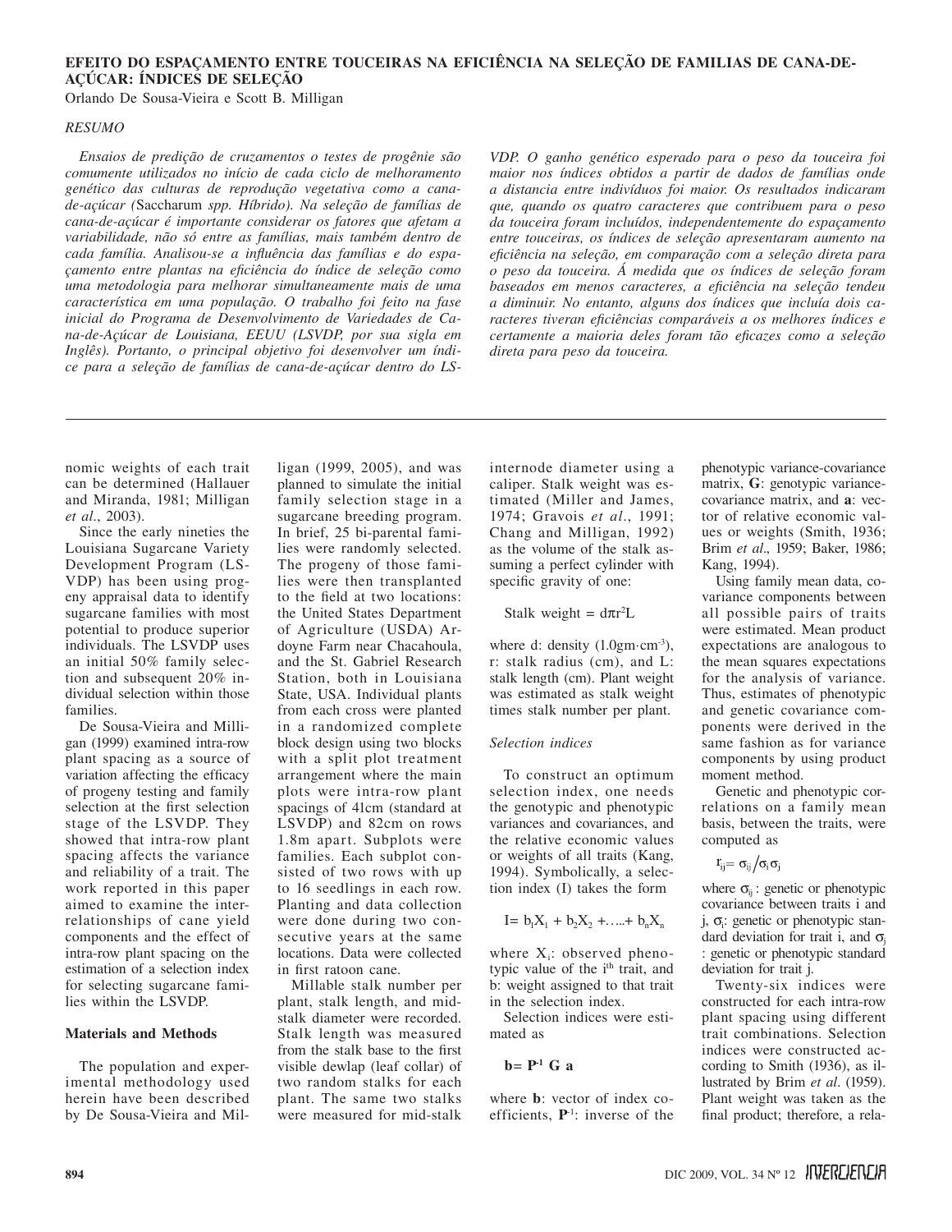## EFEITO DO ESPAÇAMENTO ENTRE TOUCEIRAS NA EFICIÊNCIA NA SELEÇÃO DE FAMILIAS DE CANA-DE-AÇÚCAR: ÍNDICES DE SELEÇÃO

Orlando De Sousa-Vieira e Scott B. Milligan

### *RESUMO*

*Ensaios de predição de cruzamentos o testes de progênie são comumente utilizados no início de cada ciclo de melhoramento genético das culturas de reprodução vegetativa como a cana-de-açúcar (*Saccharum *spp. Híbrido). Na seleção de famílias de cana-de-açúcar é importante considerar os fatores que afetam a variabilidade, não só entre as famílias, mais também dentro de cada família. Analisou-se a influência das famílias e do espaçamento entre plantas na eficiência do índice de seleção como uma metodologia para melhorar simultaneamente mais de uma característica em uma população. O trabalho foi feito na fase inicial do Programa de Desenvolvimento de Variedades de Cana-de-Açúcar de Louisiana, EEUU (LSVDP, por sua sigla em Inglês). Portanto, o principal objetivo foi desenvolver um índice para a seleção de famílias de cana-de-açúcar dentro do LSVDP. O ganho genético esperado para o peso da touceira foi maior nos índices obtidos a partir de dados de famílias onde a distancia entre indivíduos foi maior. Os resultados indicaram que, quando os quatro caracteres que contribuem para o peso da touceira foram incluídos, independentemente do espaçamento entre touceiras, os índices de seleção apresentaram aumento na eficiência na seleção, em comparação com a seleção direta para o peso da touceira. Á medida que os índices de seleção foram baseados em menos caracteres, a eficiência na seleção tendeu a diminuir. No entanto, alguns dos índices que incluía dois caracteres tiveran eficiências comparáveis a os melhores índices e certamente a maioria deles foram tão eficazes como a seleção direta para peso da touceira.*

---

nomic weights of each trait can be determined (Hallauer and Miranda, 1981; Milligan *et al*., 2003).

Since the early nineties the Louisiana Sugarcane Variety Development Program (LSVDP) has been using progeny appraisal data to identify sugarcane families with most potential to produce superior individuals. The LSVDP uses an initial 50% family selection and subsequent 20% individual selection within those families.

De Sousa-Vieira and Milligan (1999) examined intra-row plant spacing as a source of variation affecting the efficacy of progeny testing and family selection at the first selection stage of the LSVDP. They showed that intra-row plant spacing affects the variance and reliability of a trait. The work reported in this paper aimed to examine the interrelationships of cane yield components and the effect of intra-row plant spacing on the estimation of a selection index for selecting sugarcane families within the LSVDP.

## Materials and Methods

The population and experimental methodology used herein have been described by De Sousa-Vieira and Milligan (1999, 2005), and was planned to simulate the initial family selection stage in a sugarcane breeding program. In brief, 25 bi-parental families were randomly selected. The progeny of those families were then transplanted to the field at two locations: the United States Department of Agriculture (USDA) Ardoyne Farm near Chacahoula, and the St. Gabriel Research Station, both in Louisiana State, USA. Individual plants from each cross were planted in a randomized complete block design using two blocks with a split plot treatment arrangement where the main plots were intra-row plant spacings of 41cm (standard at LSVDP) and 82cm on rows 1.8m apart. Subplots were families. Each subplot consisted of two rows with up to 16 seedlings in each row. Planting and data collection were done during two consecutive years at the same locations. Data were collected in first ratoon cane.

Millable stalk number per plant, stalk length, and mid-stalk diameter were recorded. Stalk length was measured from the stalk base to the first visible dewlap (leaf collar) of two random stalks for each plant. The same two stalks were measured for mid-stalk internode diameter using a caliper. Stalk weight was estimated (Miller and James, 1974; Gravois *et al*., 1991; Chang and Milligan, 1992) as the volume of the stalk assuming a perfect cylinder with specific gravity of one:

$$\text{Stalk weight} = d\pi r^2 L$$

where d: density ($1.0\text{gm}\cdot\text{cm}^{-3}$), r: stalk radius (cm), and L: stalk length (cm). Plant weight was estimated as stalk weight times stalk number per plant.

### *Selection indices*

To construct an optimum selection index, one needs the genotypic and phenotypic variances and covariances, and the relative economic values or weights of all traits (Kang, 1994). Symbolically, a selection index (I) takes the form

$$I = b_1X_1 + b_2X_2 + \ldots + b_nX_n$$

where $X_i$: observed phenotypic value of the $i^{th}$ trait, and b: weight assigned to that trait in the selection index.

Selection indices were estimated as

$$\mathbf{b} = \mathbf{P}^{-1}\,\mathbf{G}\,\mathbf{a}$$

where **b**: vector of index coefficients, $\mathbf{P}^{-1}$: inverse of the phenotypic variance-covariance matrix, **G**: genotypic variance-covariance matrix, and **a**: vector of relative economic values or weights (Smith, 1936; Brim *et al*., 1959; Baker, 1986; Kang, 1994).

Using family mean data, covariance components between all possible pairs of traits were estimated. Mean product expectations are analogous to the mean squares expectations for the analysis of variance. Thus, estimates of phenotypic and genetic covariance components were derived in the same fashion as for variance components by using product moment method.

Genetic and phenotypic correlations on a family mean basis, between the traits, were computed as

$$r_{ij} = \sigma_{ij}/\sigma_i\sigma_j$$

where $\sigma_{ij}$: genetic or phenotypic covariance between traits i and j, $\sigma_i$: genetic or phenotypic standard deviation for trait i, and $\sigma_j$: genetic or phenotypic standard deviation for trait j.

Twenty-six indices were constructed for each intra-row plant spacing using different trait combinations. Selection indices were constructed according to Smith (1936), as illustrated by Brim *et al*. (1959). Plant weight was taken as the final product; therefore, a rela-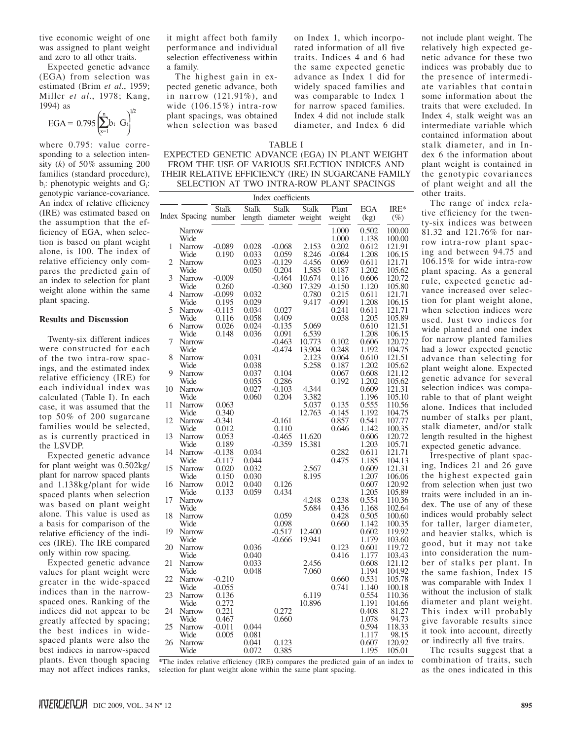tive economic weight of one was assigned to plant weight and zero to all other traits.

Expected genetic advance (EGA) from selection was estimated (Brim *et al*., 1959; Miller *et al*., 1978; Kang, 1994) as

$$EGA = 0.795 \left( \sum_{x=1}^{n} b_i \ G_i \right)^{1/2}$$

where 0.795: value corresponding to a selection intensity (*k*) of 50% assuming 200 families (standard procedure), $b_i$: phenotypic weights and $G_i$: genotypic variance-covariance. An index of relative efficiency (IRE) was estimated based on the assumption that the efficiency of EGA, when selection is based on plant weight alone, is 100. The index of relative efficiency only compares the predicted gain of an index to selection for plant weight alone within the same plant spacing.

## Results and Discussion

Twenty-six different indices were constructed for each of the two intra-row spacings, and the estimated index relative efficiency (IRE) for each individual index was calculated (Table I). In each case, it was assumed that the top 50% of 200 sugarcane families would be selected, as is currently practiced in the LSVDP.

Expected genetic advance for plant weight was 0.502kg/plant for narrow spaced plants and 1.138kg/plant for wide spaced plants when selection was based on plant weight alone. This value is used as a basis for comparison of the relative efficiency of the indices (IRE). The IRE compared only within row spacing.

Expected genetic advance values for plant weight were greater in the wide-spaced indices than in the narrow-spaced ones. Ranking of the indices did not appear to be greatly affected by spacing; the best indices in wide-spaced plants were also the best indices in narrow-spaced plants. Even though spacing may not affect indices ranks, it might affect both family performance and individual selection effectiveness within a family.

The highest gain in expected genetic advance, both in narrow (121.91%), and wide (106.15%) intra-row plant spacings, was obtained when selection was based on Index 1, which incorporated information of all five traits. Indices 4 and 6 had the same expected genetic advance as Index 1 did for widely spaced families and was comparable to Index 1 for narrow spaced families. Index 4 did not include stalk diameter, and Index 6 did not include plant weight. The relatively high expected genetic advance for these two indices was probably due to the presence of intermediate variables that contain some information about the traits that were excluded. In Index 4, stalk weight was an intermediate variable which contained information about stalk diameter, and in Index 6 the information about plant weight is contained in the genotypic covariances of plant weight and all the other traits.

TABLE I
EXPECTED GENETIC ADVANCE (EGA) IN PLANT WEIGHT FROM THE USE OF VARIOUS SELECTION INDICES AND THEIR RELATIVE EFFICIENCY (IRE) IN SUGARCANE FAMILY SELECTION AT TWO INTRA-ROW PLANT SPACINGS

| | | Index coefficients | | | | | | |
|---|---|---|---|---|---|---|---|---|
| Index | Spacing | Stalk number | Stalk length | Stalk diameter | Stalk weight | Plant weight | EGA (kg) | IRE* (%) |
| | Narrow | | | | | 1.000 | 0.502 | 100.00 |
| | Wide | | | | | 1.000 | 1.138 | 100.00 |
| 1 | Narrow | -0.089 | 0.028 | -0.068 | 2.153 | 0.202 | 0.612 | 121.91 |
| | Wide | 0.190 | 0.033 | 0.059 | 8.246 | -0.084 | 1.208 | 106.15 |
| 2 | Narrow | | 0.023 | -0.129 | 4.456 | 0.069 | 0.611 | 121.71 |
| | Wide | | 0.050 | 0.204 | 1.585 | 0.187 | 1.202 | 105.62 |
| 3 | Narrow | -0.009 | | -0.464 | 10.674 | 0.116 | 0.606 | 120.72 |
| | Wide | 0.260 | | -0.360 | 17.329 | -0.150 | 1.120 | 105.80 |
| 4 | Narrow | -0.099 | 0.032 | | 0.780 | 0.215 | 0.611 | 121.71 |
| | Wide | 0.195 | 0.029 | | 9.417 | -0.091 | 1.208 | 106.15 |
| 5 | Narrow | -0.115 | 0.034 | 0.027 | | 0.241 | 0.611 | 121.71 |
| | Wide | 0.116 | 0.058 | 0.409 | | 0.038 | 1.205 | 105.89 |
| 6 | Narrow | 0.026 | 0.024 | -0.135 | 5.069 | | 0.610 | 121.51 |
| | Wide | 0.148 | 0.036 | 0.091 | 6.539 | | 1.208 | 106.15 |
| 7 | Narrow | | | -0.463 | 10.773 | 0.102 | 0.606 | 120.72 |
| | Wide | | | -0.474 | 13.904 | 0.248 | 1.192 | 104.75 |
| 8 | Narrow | | 0.031 | | 2.123 | 0.064 | 0.610 | 121.51 |
| | Wide | | 0.038 | | 5.258 | 0.187 | 1.202 | 105.62 |
| 9 | Narrow | | 0.037 | 0.104 | | 0.067 | 0.608 | 121.12 |
| | Wide | | 0.055 | 0.286 | | 0.192 | 1.202 | 105.62 |
| 10 | Narrow | | 0.027 | -0.103 | 4.344 | | 0.609 | 121.31 |
| | Wide | | 0.060 | 0.204 | 3.382 | | 1.196 | 105.10 |
| 11 | Narrow | 0.063 | | | 5.037 | 0.135 | 0.555 | 110.56 |
| | Wide | 0.340 | | | 12.763 | -0.145 | 1.192 | 104.75 |
| 12 | Narrow | -0.341 | | -0.161 | | 0.857 | 0.541 | 107.77 |
| | Wide | 0.012 | | 0.110 | | 0.646 | 1.142 | 100.35 |
| 13 | Narrow | 0.053 | | -0.465 | 11.620 | | 0.606 | 120.72 |
| | Wide | 0.189 | | -0.359 | 15.381 | | 1.203 | 105.71 |
| 14 | Narrow | -0.138 | 0.034 | | | 0.282 | 0.611 | 121.71 |
| | Wide | -0.117 | 0.044 | | | 0.475 | 1.185 | 104.13 |
| 15 | Narrow | 0.020 | 0.032 | | 2.567 | | 0.609 | 121.31 |
| | Wide | 0.150 | 0.030 | | 8.195 | | 1.207 | 106.06 |
| 16 | Narrow | 0.012 | 0.040 | 0.126 | | | 0.607 | 120.92 |
| | Wide | 0.133 | 0.059 | 0.434 | | | 1.205 | 105.89 |
| 17 | Narrow | | | | 4.248 | 0.238 | 0.554 | 110.36 |
| | Wide | | | | 5.684 | 0.436 | 1.168 | 102.64 |
| 18 | Narrow | | | 0.059 | | 0.428 | 0.505 | 100.60 |
| | Wide | | | 0.098 | | 0.660 | 1.142 | 100.35 |
| 19 | Narrow | | | -0.517 | 12.400 | | 0.602 | 119.92 |
| | Wide | | | -0.666 | 19.941 | | 1.179 | 103.60 |
| 20 | Narrow | | 0.036 | | | 0.123 | 0.601 | 119.72 |
| | Wide | | 0.040 | | | 0.416 | 1.177 | 103.43 |
| 21 | Narrow | | 0.033 | | 2.456 | | 0.608 | 121.12 |
| | Wide | | 0.048 | | 7.060 | | 1.194 | 104.92 |
| 22 | Narrow | -0.210 | | | | 0.660 | 0.531 | 105.78 |
| | Wide | -0.055 | | | | 0.741 | 1.140 | 100.18 |
| 23 | Narrow | 0.136 | | | 6.119 | | 0.554 | 110.36 |
| | Wide | 0.272 | | | 10.896 | | 1.191 | 104.66 |
| 24 | Narrow | 0.221 | | 0.272 | | | 0.408 | 81.27 |
| | Wide | 0.467 | | 0.660 | | | 1.078 | 94.73 |
| 25 | Narrow | -0.011 | 0.044 | | | | 0.594 | 118.33 |
| | Wide | 0.005 | 0.081 | | | | 1.117 | 98.15 |
| 26 | Narrow | | 0.041 | 0.123 | | | 0.607 | 120.92 |
| | Wide | | 0.072 | 0.385 | | | 1.195 | 105.01 |

*The index relative efficiency (IRE) compares the predicted gain of an index to selection for plant weight alone within the same plant spacing.

The range of index relative efficiency for the twenty-six indices was between 81.32 and 121.76% for narrow intra-row plant spacing and between 94.75 and 106.15% for wide intra-row plant spacing. As a general rule, expected genetic advance increased over selection for plant weight alone, when selection indices were used. Just two indices for wide planted and one index for narrow planted families had a lower expected genetic advance than selecting for plant weight alone. Expected genetic advance for several selection indices was comparable to that of plant weight alone. Indices that included number of stalks per plant, stalk diameter, and/or stalk length resulted in the highest expected genetic advance.

Irrespective of plant spacing, Indices 21 and 26 gave the highest expected gain from selection when just two traits were included in an index. The use of any of these indices would probably select for taller, larger diameter, and heavier stalks, which is good, but it may not take into consideration the number of stalks per plant. In the same fashion, Index 15 was comparable with Index 1 without the inclusion of stalk diameter and plant weight. This index will probably give favorable results since it took into account, directly or indirectly all five traits.

The results suggest that a combination of traits, such as the ones indicated in this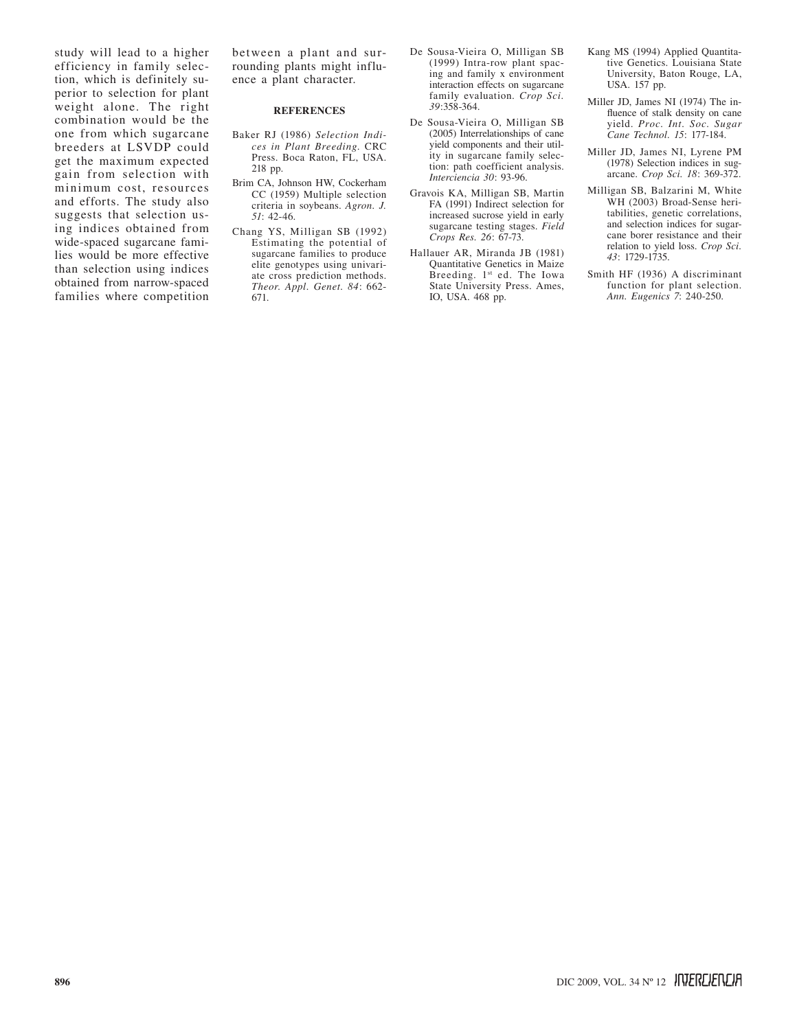study will lead to a higher efficiency in family selection, which is definitely superior to selection for plant weight alone. The right combination would be the one from which sugarcane breeders at LSVDP could get the maximum expected gain from selection with minimum cost, resources and efforts. The study also suggests that selection using indices obtained from wide-spaced sugarcane families would be more effective than selection using indices obtained from narrow-spaced families where competition between a plant and surrounding plants might influence a plant character.

## REFERENCES

Baker RJ (1986) *Selection Indices in Plant Breeding.* CRC Press. Boca Raton, FL, USA. 218 pp.

Brim CA, Johnson HW, Cockerham CC (1959) Multiple selection criteria in soybeans. *Agron. J. 51*: 42-46.

Chang YS, Milligan SB (1992) Estimating the potential of sugarcane families to produce elite genotypes using univariate cross prediction methods. *Theor. Appl. Genet. 84*: 662-671.

De Sousa-Vieira O, Milligan SB (1999) Intra-row plant spacing and family x environment interaction effects on sugarcane family evaluation. *Crop Sci. 39*:358-364.

De Sousa-Vieira O, Milligan SB (2005) Interrelationships of cane yield components and their utility in sugarcane family selection: path coefficient analysis. *Interciencia 30*: 93-96.

Gravois KA, Milligan SB, Martin FA (1991) Indirect selection for increased sucrose yield in early sugarcane testing stages. *Field Crops Res. 26*: 67-73.

Hallauer AR, Miranda JB (1981) Quantitative Genetics in Maize Breeding. 1st ed. The Iowa State University Press. Ames, IO, USA. 468 pp.

Kang MS (1994) Applied Quantitative Genetics. Louisiana State University, Baton Rouge, LA, USA. 157 pp.

Miller JD, James NI (1974) The influence of stalk density on cane yield. *Proc. Int. Soc. Sugar Cane Technol. 15*: 177-184.

Miller JD, James NI, Lyrene PM (1978) Selection indices in sugarcane. *Crop Sci. 18*: 369-372.

Milligan SB, Balzarini M, White WH (2003) Broad-Sense heritabilities, genetic correlations, and selection indices for sugarcane borer resistance and their relation to yield loss. *Crop Sci. 43*: 1729-1735.

Smith HF (1936) A discriminant function for plant selection. *Ann. Eugenics 7*: 240-250.